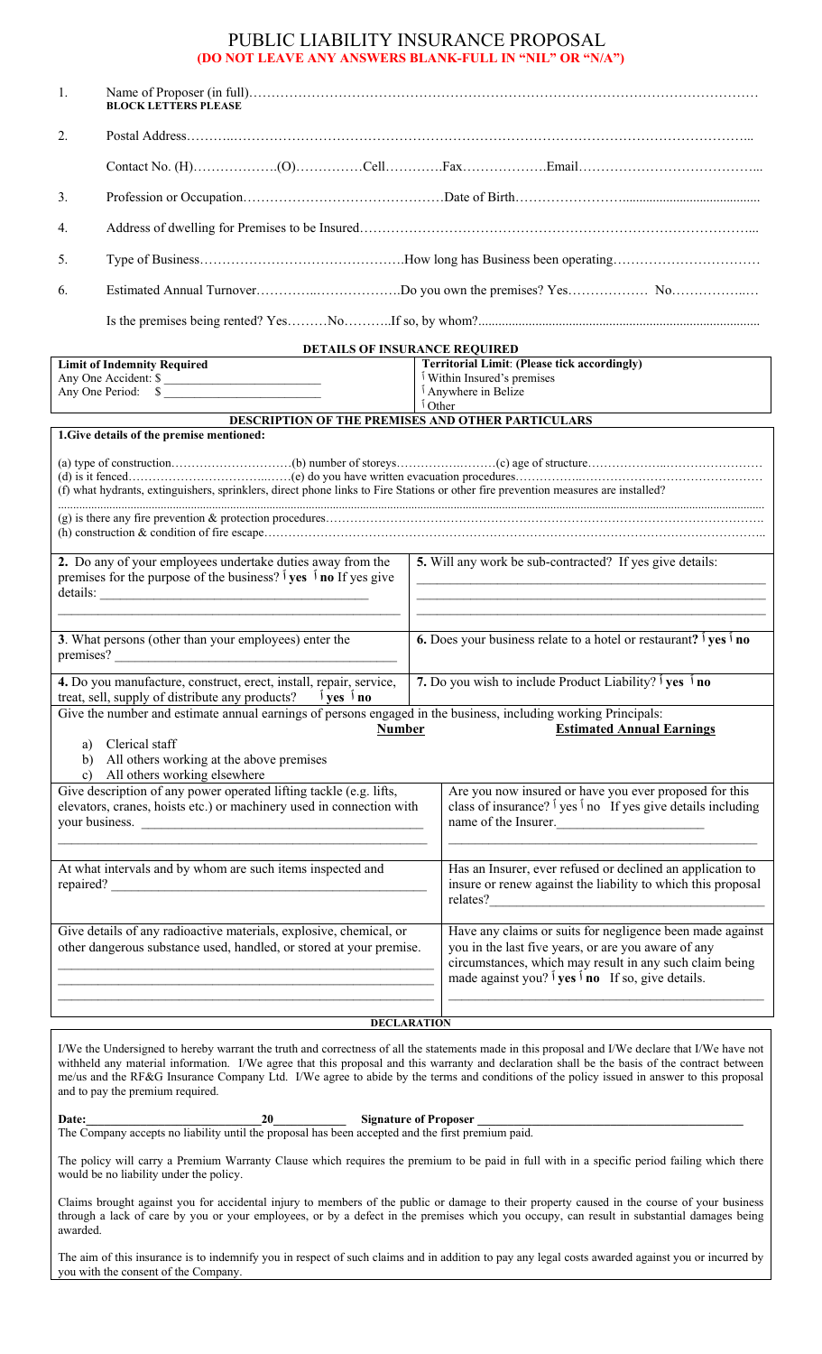# PUBLIC LIABILITY INSURANCE PROPOSAL

**(DO NOT LEAVE ANY ANSWERS BLANK-FULL IN "NIL" OR "N/A")**

1. Name of Proposer (in full)…………………………………………………………………………………………………
   **BLOCK LETTERS PLEASE**

2. Postal Address………..………………………………………………………………………………………………...

   Contact No. (H)……………….(O)……………Cell………….Fax……………….Email…………………………………...

3. Profession or Occupation………………………………………Date of Birth……………………..........................................

4. Address of dwelling for Premises to be Insured……………………………………………………………………………...

5. Type of Business……………………………………….How long has Business been operating……………………………

6. Estimated Annual Turnover…………..……………….Do you own the premises? Yes……………… No……………..…

   Is the premises being rented? Yes………No………..If so, by whom?...................................................................................

## DETAILS OF INSURANCE REQUIRED

| **Limit of Indemnity Required** | **Territorial Limit: (Please tick accordingly)** |
|---|---|
| Any One Accident: $ ________________________ | ☐ Within Insured's premises |
| Any One Period: $ ________________________ | ☐ Anywhere in Belize |
| | ☐ Other |

## DESCRIPTION OF THE PREMISES AND OTHER PARTICULARS

**1.Give details of the premise mentioned:**

(a) type of construction…………………………(b) number of storeys……………..………(c) age of structure…………………..……………………

(d) is it fenced……………………………..……(e) do you have written evacuation procedures…………..……………………………………………

(f) what hydrants, extinguishers, sprinklers, direct phone links to Fire Stations or other fire prevention measures are installed?

………………………………………………………………………………………………………………………………………………………

(g) is there any fire prevention & protection procedures…………………………………………………………………………………………….

(h) construction & condition of fire escape……………………………………………………………………………………………………..

**2.** Do any of your employees undertake duties away from the premises for the purpose of the business? ☐ **yes** ☐ **no** If yes give details: ________________________________________

**3**. What persons (other than your employees) enter the premises? ________________________________________

**4.** Do you manufacture, construct, erect, install, repair, service, treat, sell, supply of distribute any products? ☐ **yes** ☐ **no**

**5.** Will any work be sub-contracted? If yes give details: ________________________________________

**6.** Does your business relate to a hotel or restaurant? ☐ **yes** ☐ **no**

**7.** Do you wish to include Product Liability? ☐ **yes** ☐ **no**

Give the number and estimate annual earnings of persons engaged in the business, including working Principals:

| | **Number** | **Estimated Annual Earnings** |
|---|---|---|
| a) Clerical staff | | |
| b) All others working at the above premises | | |
| c) All others working elsewhere | | |

Give description of any power operated lifting tackle (e.g. lifts, elevators, cranes, hoists etc.) or machinery used in connection with your business. ________________________________________

At what intervals and by whom are such items inspected and repaired? ________________________________________

Give details of any radioactive materials, explosive, chemical, or other dangerous substance used, handled, or stored at your premise. ________________________________________

Are you now insured or have you ever proposed for this class of insurance? ☐ yes ☐ no If yes give details including name of the Insurer. ____________________

Has an Insurer, ever refused or declined an application to insure or renew against the liability to which this proposal relates? ________________________________________

Have any claims or suits for negligence been made against you in the last five years, or are you aware of any circumstances, which may result in any such claim being made against you? ☐ **yes** ☐ **no** If so, give details. ________________________________________

## DECLARATION

I/We the Undersigned to hereby warrant the truth and correctness of all the statements made in this proposal and I/We declare that I/We have not withheld any material information. I/We agree that this proposal and this warranty and declaration shall be the basis of the contract between me/us and the RF&G Insurance Company Ltd. I/We agree to abide by the terms and conditions of the policy issued in answer to this proposal and to pay the premium required.

**Date:**____________________________**20**___________ **Signature of Proposer** ________________________________________

The Company accepts no liability until the proposal has been accepted and the first premium paid.

The policy will carry a Premium Warranty Clause which requires the premium to be paid in full with in a specific period failing which there would be no liability under the policy.

Claims brought against you for accidental injury to members of the public or damage to their property caused in the course of your business through a lack of care by you or your employees, or by a defect in the premises which you occupy, can result in substantial damages being awarded.

The aim of this insurance is to indemnify you in respect of such claims and in addition to pay any legal costs awarded against you or incurred by you with the consent of the Company.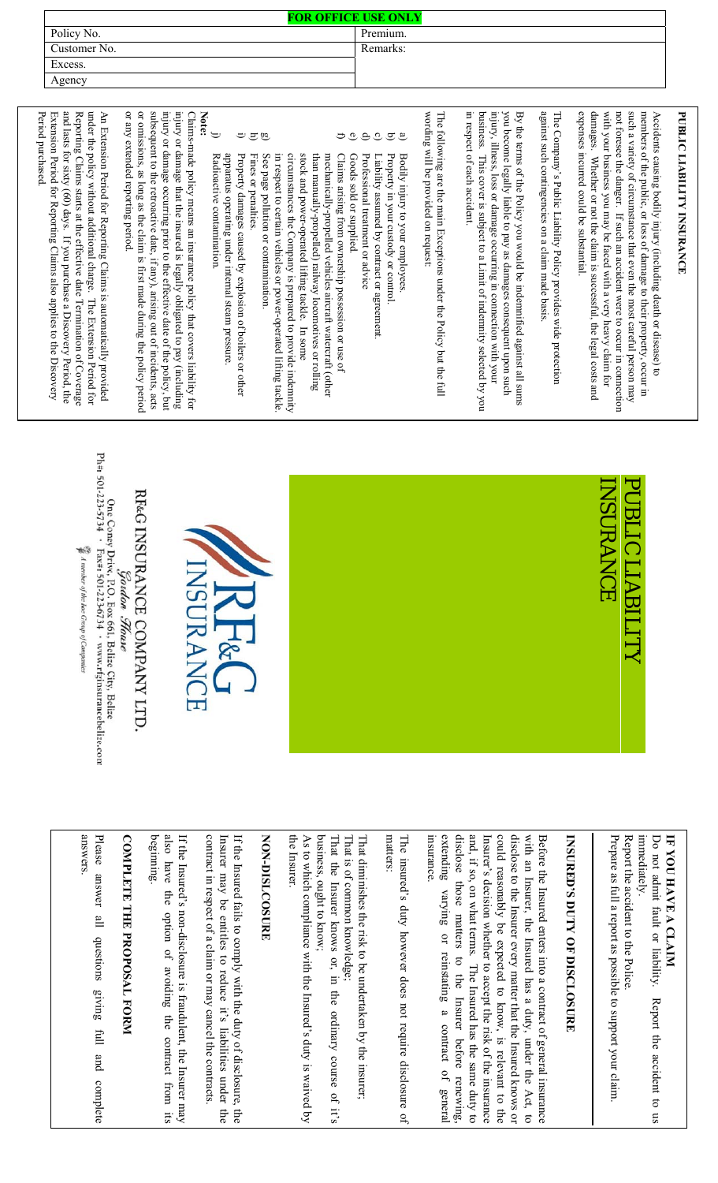| FOR OFFICE USE ONLY | |
|---|---|
| Policy No. | Premium. |
| Customer No. | Remarks: |
| Excess. | |
| Agency | |

## PUBLIC LIABILITY INSURANCE

Accidents causing bodily injury (including death or disease) to members of the public, or loss of damage to their property, occur in such a variety of circumstance that even the most careful person may not foresee the danger. If such an accident were to occur in connection with your business you may be faced with a very heavy claim for damages. Whether or not the claim is successful, the legal costs and expenses incurred could be substantial.

The Company's Public Liability Policy provides wide protection against such contingencies on a claim made basis.

By the terms of the Policy you would be indemnified against all sums you become legally liable to pay as damages consequent upon such injury, illness, loss or damage occurring in connection with your business. This cover is subject to a Limit of indemnity selected by you in respect of each accident.

The following are the main Exceptions under the Policy but the full wording will be provided on request:

a) Bodily injury to your employees.
b) Property in your custody or control.
c) Liability assumed by contract or agreement.
d) Professional treatment or advice
e) Goods sold or supplied.
f) Claims arising from ownership possession or use of mechanically-propelled vehicles aircraft watercraft (other than manually-propelled) railway locomotives or rolling stock and power-operated lifting tackle. In some circumstances the Company is prepared to provide indemnity in respect to certain vehicles or power-operated lifting tackle.
g) See page pollution or contamination.
h) Fines or penalties.
i) Property damages caused by explosion of boilers or other apparatus operating under internal steam pressure.
j) Radioactive contamination.

**Note:**
Claims-made policy means an insurance policy that covers liability for injury or damage that the insured is legally obligated to pay (including injury or damage occurring prior to the effective date of the policy, but subsequent to the retroactive date, if any), arising out of incidents, acts or omissions, as long as the claim is first made during the policy period or any extended reporting period.

An Extension Period for Reporting Claims is automatically provided under the policy without additional charge. The Extension Period for Reporting Claims starts at the effective date Termination of Coverage and lasts for sixty (60) days. If you purchase a Discovery Period, the Extension Period for Reporting Claims also applies to the Discovery Period purchased.

# PUBLIC LIABILITY INSURANCE

RF&G INSURANCE

**RF&G INSURANCE COMPANY LTD.**

*Gordon House*

One Coney Drive, P.O. Box 661, Belize City, Belize

Ph#: 501-223-5734 • Fax#: 501-223-6734 • www.rfginsurancebelize.com

A member of the bsa Group of Companies

## IF YOU HAVE A CLAIM

Do not admit fault or liability. Report the accident to us immediately.
Report the accident to the Police.
Prepare as full a report as possible to support your claim.

## INSURED'S DUTY OF DISCLOSURE

Before the Insured enters into a contract of general insurance with an Insurer, the Insured has a duty, under the Act, to disclose to the Insurer every matter that the Insured knows or could reasonably be expected to know, is relevant to the Insurer's decision whether to accept the risk of the insurance and, if so, on what terms. The Insured has the same duty to disclose those matters to the Insurer before renewing, extending varying or reinstating a contract of general insurance.

The insured's duty however does not require disclosure of matters:

That diminishes the risk to be undertaken by the insurer;
That is of common knowledge;
That the Insurer knows or, in the ordinary course of it's business, ought to know;
As to which compliance with the Insured's duty is waived by the Insurer.

## NON-DISCLOSURE

If the Insured fails to comply with the duty of disclosure, the Insurer may be entitles to reduce it's liabilities under the contract in respect of a claim or may cancel the contracts.

If the Insured's non-disclosure is fraudulent, the Insurer may also have the option of avoiding the contract from its beginning.

## COMPLETE THE PROPOSAL FORM

Please answer all questions giving full and complete answers.